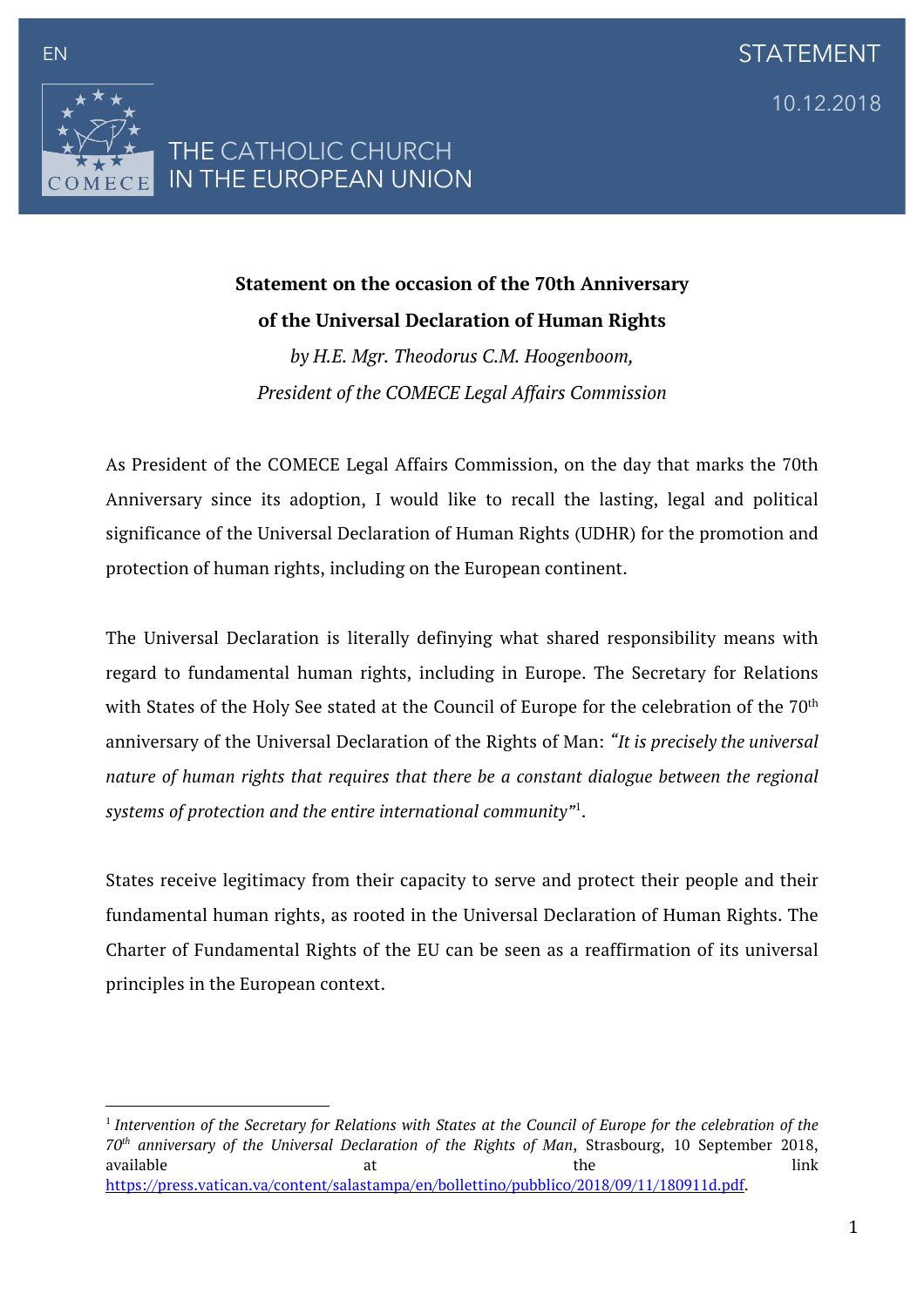EN

STATEMENT

10.12.2018

THE CATHOLIC CHURCH IN THE EUROPEAN UNION

**Statement on the occasion of the 70th Anniversary of the Universal Declaration of Human Rights**

*by H.E. Mgr. Theodorus C.M. Hoogenboom,*

*President of the COMECE Legal Affairs Commission*

As President of the COMECE Legal Affairs Commission, on the day that marks the 70th Anniversary since its adoption, I would like to recall the lasting, legal and political significance of the Universal Declaration of Human Rights (UDHR) for the promotion and protection of human rights, including on the European continent.

The Universal Declaration is literally definying what shared responsibility means with regard to fundamental human rights, including in Europe. The Secretary for Relations with States of the Holy See stated at the Council of Europe for the celebration of the 70th anniversary of the Universal Declaration of the Rights of Man: *"It is precisely the universal nature of human rights that requires that there be a constant dialogue between the regional systems of protection and the entire international community"*[1].

States receive legitimacy from their capacity to serve and protect their people and their fundamental human rights, as rooted in the Universal Declaration of Human Rights. The Charter of Fundamental Rights of the EU can be seen as a reaffirmation of its universal principles in the European context.

---

[1] *Intervention of the Secretary for Relations with States at the Council of Europe for the celebration of the 70th anniversary of the Universal Declaration of the Rights of Man*, Strasbourg, 10 September 2018, available at the link https://press.vatican.va/content/salastampa/en/bollettino/pubblico/2018/09/11/180911d.pdf.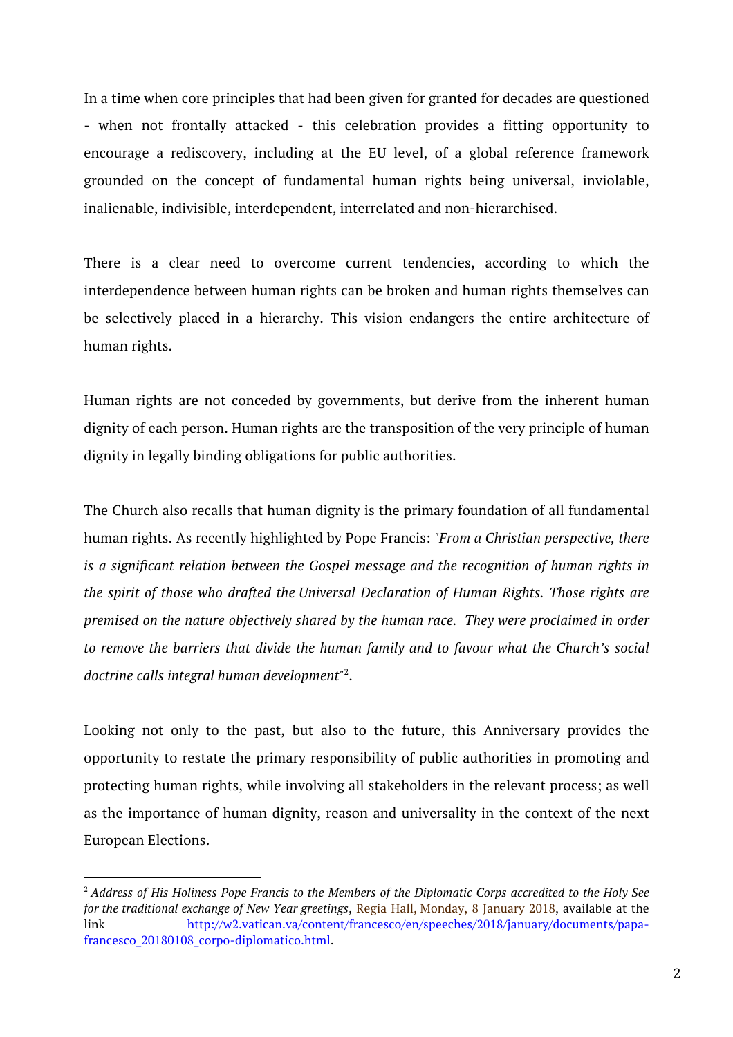In a time when core principles that had been given for granted for decades are questioned - when not frontally attacked - this celebration provides a fitting opportunity to encourage a rediscovery, including at the EU level, of a global reference framework grounded on the concept of fundamental human rights being universal, inviolable, inalienable, indivisible, interdependent, interrelated and non-hierarchised.

There is a clear need to overcome current tendencies, according to which the interdependence between human rights can be broken and human rights themselves can be selectively placed in a hierarchy. This vision endangers the entire architecture of human rights.

Human rights are not conceded by governments, but derive from the inherent human dignity of each person. Human rights are the transposition of the very principle of human dignity in legally binding obligations for public authorities.

The Church also recalls that human dignity is the primary foundation of all fundamental human rights. As recently highlighted by Pope Francis: "*From a Christian perspective, there is a significant relation between the Gospel message and the recognition of human rights in the spirit of those who drafted the Universal Declaration of Human Rights. Those rights are premised on the nature objectively shared by the human race. They were proclaimed in order to remove the barriers that divide the human family and to favour what the Church's social doctrine calls integral human development*"[2].

Looking not only to the past, but also to the future, this Anniversary provides the opportunity to restate the primary responsibility of public authorities in promoting and protecting human rights, while involving all stakeholders in the relevant process; as well as the importance of human dignity, reason and universality in the context of the next European Elections.

---

[2] *Address of His Holiness Pope Francis to the Members of the Diplomatic Corps accredited to the Holy See for the traditional exchange of New Year greetings*, Regia Hall, Monday, 8 January 2018, available at the link http://w2.vatican.va/content/francesco/en/speeches/2018/january/documents/papa-francesco_20180108_corpo-diplomatico.html.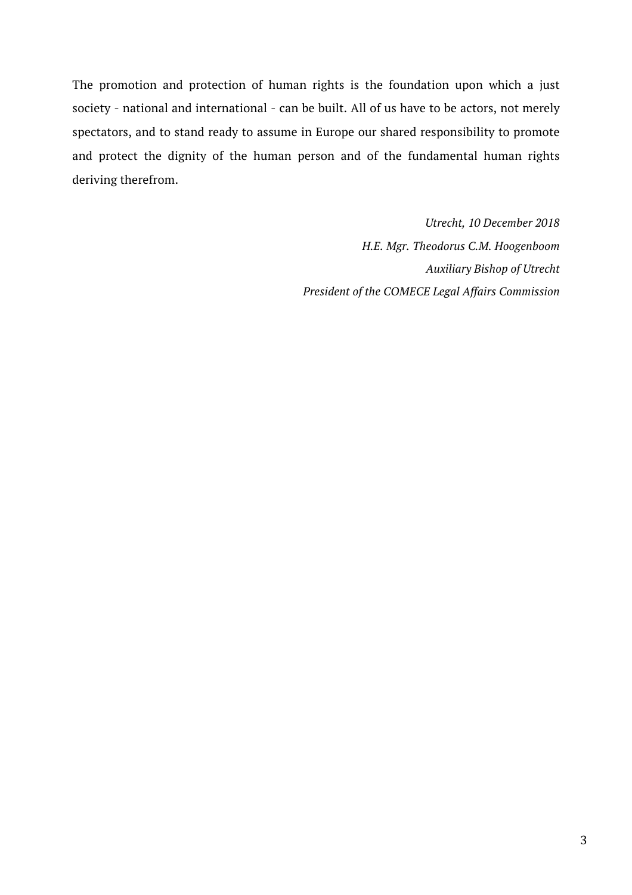The promotion and protection of human rights is the foundation upon which a just society - national and international - can be built. All of us have to be actors, not merely spectators, and to stand ready to assume in Europe our shared responsibility to promote and protect the dignity of the human person and of the fundamental human rights deriving therefrom.

*Utrecht, 10 December 2018*
*H.E. Mgr. Theodorus C.M. Hoogenboom*
*Auxiliary Bishop of Utrecht*
*President of the COMECE Legal Affairs Commission*